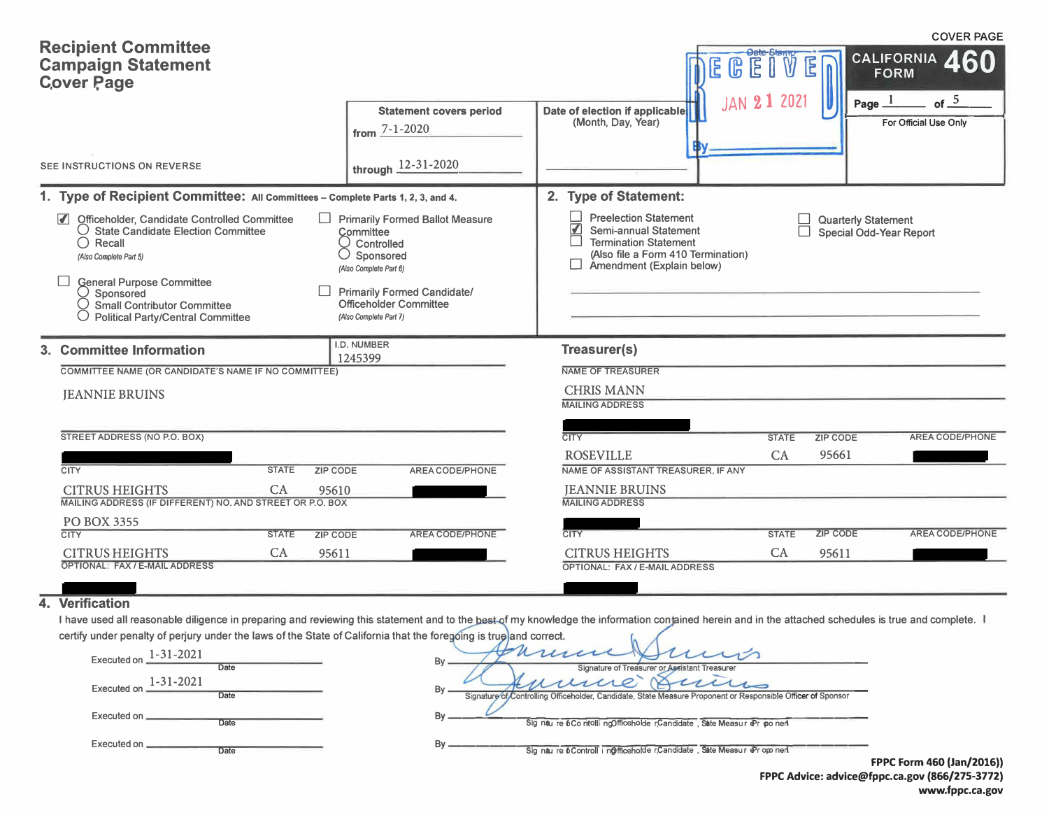# Recipient Committee Campaign Statement Cover Page

SEE INSTRUCTIONS ON REVERSE

**COVER PAGE**

**CALIFORNIA FORM 460**

Page 1 of 5

For Official Use Only

RECEIVED
Date Stamp
JAN 21 2021
By

| Statement covers period | Date of election if applicable: (Month, Day, Year) |
|---|---|
| from 7-1-2020 | |
| through 12-31-2020 | |

## 1. Type of Recipient Committee: All Committees – Complete Parts 1, 2, 3, and 4.

- [x] Officeholder, Candidate Controlled Committee
  - ○ State Candidate Election Committee
  - ○ Recall
  - *(Also Complete Part 5)*
- [ ] General Purpose Committee
  - ○ Sponsored
  - ○ Small Contributor Committee
  - ○ Political Party/Central Committee
- [ ] Primarily Formed Ballot Measure Committee
  - ○ Controlled
  - ○ Sponsored
  - *(Also Complete Part 6)*
- [ ] Primarily Formed Candidate/ Officeholder Committee
  - *(Also Complete Part 7)*

## 2. Type of Statement:

- [ ] Preelection Statement
- [x] Semi-annual Statement
- [ ] Termination Statement (Also file a Form 410 Termination)
- [ ] Amendment (Explain below)
- [ ] Quarterly Statement
- [ ] Special Odd-Year Report

## 3. Committee Information

I.D. NUMBER: 1245399

COMMITTEE NAME (OR CANDIDATE'S NAME IF NO COMMITTEE): JEANNIE BRUINS

STREET ADDRESS (NO P.O. BOX): [REDACTED]

| CITY | STATE | ZIP CODE | AREA CODE/PHONE |
|---|---|---|---|
| CITRUS HEIGHTS | CA | 95610 | [REDACTED] |

MAILING ADDRESS (IF DIFFERENT) NO. AND STREET OR P.O. BOX: PO BOX 3355

| CITY | STATE | ZIP CODE | AREA CODE/PHONE |
|---|---|---|---|
| CITRUS HEIGHTS | CA | 95611 | [REDACTED] |

OPTIONAL: FAX / E-MAIL ADDRESS: [REDACTED]

### Treasurer(s)

NAME OF TREASURER: CHRIS MANN

MAILING ADDRESS: [REDACTED]

| CITY | STATE | ZIP CODE | AREA CODE/PHONE |
|---|---|---|---|
| ROSEVILLE | CA | 95661 | [REDACTED] |

NAME OF ASSISTANT TREASURER, IF ANY: JEANNIE BRUINS

MAILING ADDRESS: [REDACTED]

| CITY | STATE | ZIP CODE | AREA CODE/PHONE |
|---|---|---|---|
| CITRUS HEIGHTS | CA | 95611 | [REDACTED] |

OPTIONAL: FAX / E-MAIL ADDRESS: [REDACTED]

## 4. Verification

I have used all reasonable diligence in preparing and reviewing this statement and to the best of my knowledge the information contained herein and in the attached schedules is true and complete. I certify under penalty of perjury under the laws of the State of California that the foregoing is true and correct.

Executed on 1-31-2021 (Date) By [signature] Signature of Treasurer or Assistant Treasurer

Executed on 1-31-2021 (Date) By [signature] Signature of Controlling Officeholder, Candidate, State Measure Proponent or Responsible Officer of Sponsor

Executed on ______ (Date) By ______ Signature of Controlling Officeholder, Candidate, State Measure Proponent

Executed on ______ (Date) By ______ Signature of Controlling Officeholder, Candidate, State Measure Proponent

FPPC Form 460 (Jan/2016))
FPPC Advice: advice@fppc.ca.gov (866/275-3772)
www.fppc.ca.gov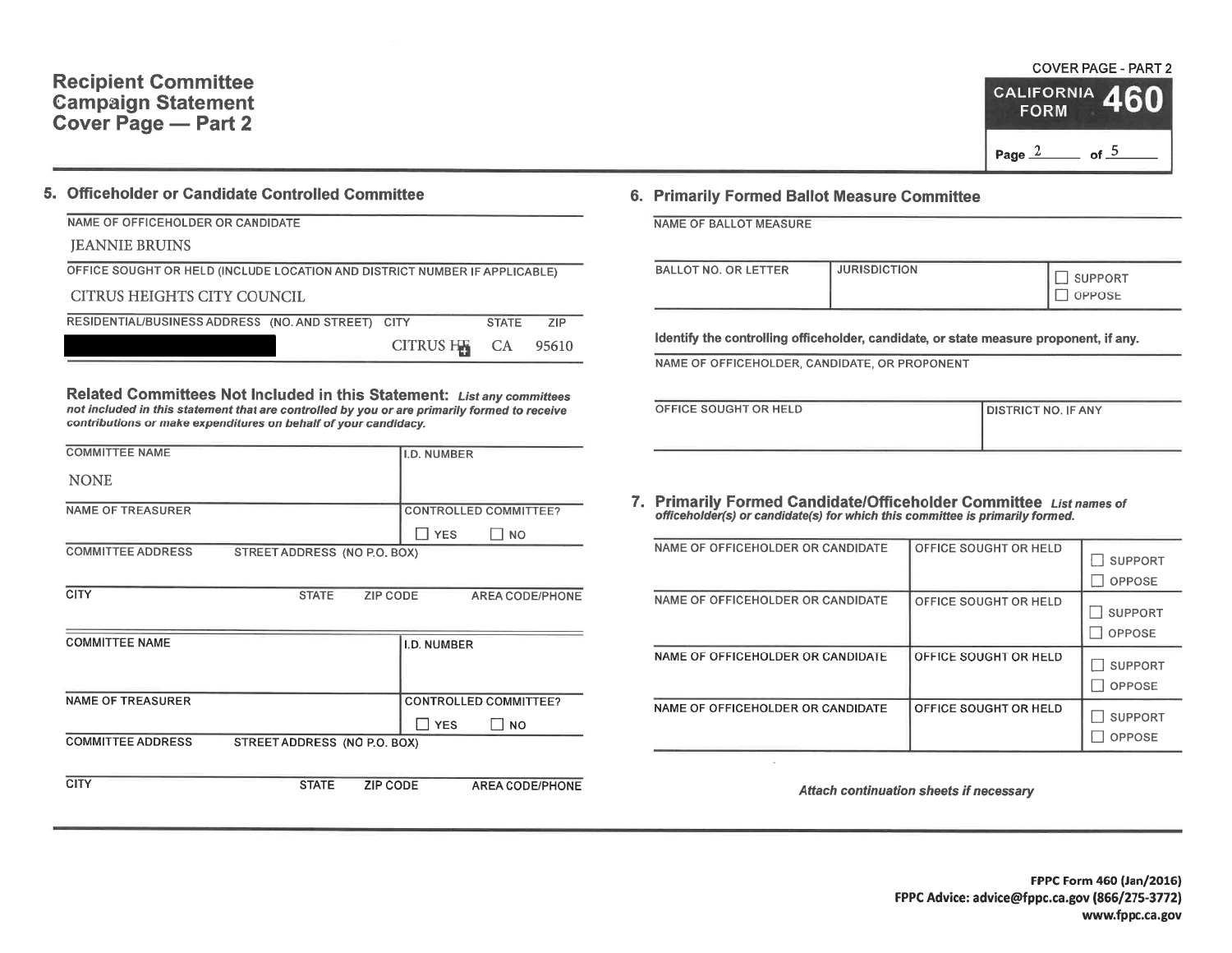# Recipient Committee Campaign Statement Cover Page — Part 2

COVER PAGE - PART 2

**CALIFORNIA FORM 460**

Page 2 of 5

## 5. Officeholder or Candidate Controlled Committee

NAME OF OFFICEHOLDER OR CANDIDATE

JEANNIE BRUINS

OFFICE SOUGHT OR HELD (INCLUDE LOCATION AND DISTRICT NUMBER IF APPLICABLE)

CITRUS HEIGHTS CITY COUNCIL

| RESIDENTIAL/BUSINESS ADDRESS (NO. AND STREET) | CITY | STATE | ZIP |
|---|---|---|---|
| [REDACTED] | CITRUS HE | CA | 95610 |

### Related Committees Not Included in this Statement:

*List any committees not included in this statement that are controlled by you or are primarily formed to receive contributions or make expenditures on behalf of your candidacy.*

| COMMITTEE NAME | I.D. NUMBER |
|---|---|
| NONE | |

| NAME OF TREASURER | CONTROLLED COMMITTEE? |
|---|---|
| | ☐ YES ☐ NO |

COMMITTEE ADDRESS STREET ADDRESS (NO P.O. BOX)

| CITY | STATE | ZIP CODE | AREA CODE/PHONE |
|---|---|---|---|
| | | | |

| COMMITTEE NAME | I.D. NUMBER |
|---|---|
| | |

| NAME OF TREASURER | CONTROLLED COMMITTEE? |
|---|---|
| | ☐ YES ☐ NO |

COMMITTEE ADDRESS STREET ADDRESS (NO P.O. BOX)

| CITY | STATE | ZIP CODE | AREA CODE/PHONE |
|---|---|---|---|
| | | | |

## 6. Primarily Formed Ballot Measure Committee

NAME OF BALLOT MEASURE

| BALLOT NO. OR LETTER | JURISDICTION | |
|---|---|---|
| | | ☐ SUPPORT ☐ OPPOSE |

**Identify the controlling officeholder, candidate, or state measure proponent, if any.**

NAME OF OFFICEHOLDER, CANDIDATE, OR PROPONENT

| OFFICE SOUGHT OR HELD | DISTRICT NO. IF ANY |
|---|---|
| | |

## 7. Primarily Formed Candidate/Officeholder Committee

*List names of officeholder(s) or candidate(s) for which this committee is primarily formed.*

| NAME OF OFFICEHOLDER OR CANDIDATE | OFFICE SOUGHT OR HELD | |
|---|---|---|
| | | ☐ SUPPORT ☐ OPPOSE |
| | | ☐ SUPPORT ☐ OPPOSE |
| | | ☐ SUPPORT ☐ OPPOSE |
| | | ☐ SUPPORT ☐ OPPOSE |

*Attach continuation sheets if necessary*

**FPPC Form 460 (Jan/2016)**
**FPPC Advice: advice@fppc.ca.gov (866/275-3772)**
**www.fppc.ca.gov**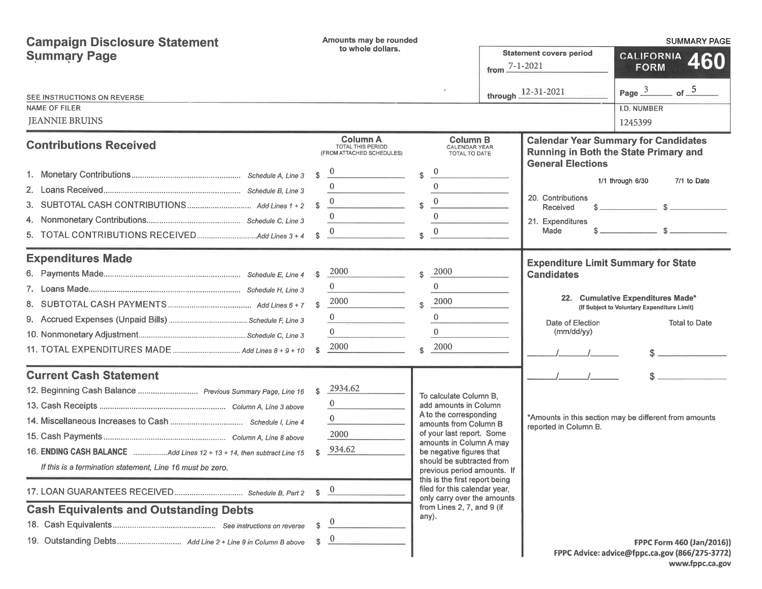# Campaign Disclosure Statement Summary Page

Amounts may be rounded to whole dollars.

SUMMARY PAGE

**CALIFORNIA FORM 460**

Statement covers period from 7-1-2021 through 12-31-2021

Page 3 of 5

SEE INSTRUCTIONS ON REVERSE

NAME OF FILER: JEANNIE BRUINS

I.D. NUMBER: 1245399

## Contributions Received

| | | Column A TOTAL THIS PERIOD (FROM ATTACHED SCHEDULES) | Column B CALENDAR YEAR TOTAL TO DATE |
|---|---|---|---|
| 1. Monetary Contributions | Schedule A, Line 3 | $ 0 | $ 0 |
| 2. Loans Received | Schedule B, Line 3 | 0 | 0 |
| 3. SUBTOTAL CASH CONTRIBUTIONS | Add Lines 1 + 2 | $ 0 | $ 0 |
| 4. Nonmonetary Contributions | Schedule C, Line 3 | 0 | 0 |
| 5. TOTAL CONTRIBUTIONS RECEIVED | Add Lines 3 + 4 | $ 0 | $ 0 |

## Expenditures Made

| | | Column A | Column B |
|---|---|---|---|
| 6. Payments Made | Schedule E, Line 4 | $ 2000 | $ 2000 |
| 7. Loans Made | Schedule H, Line 3 | 0 | 0 |
| 8. SUBTOTAL CASH PAYMENTS | Add Lines 6 + 7 | $ 2000 | $ 2000 |
| 9. Accrued Expenses (Unpaid Bills) | Schedule F, Line 3 | 0 | 0 |
| 10. Nonmonetary Adjustment | Schedule C, Line 3 | 0 | 0 |
| 11. TOTAL EXPENDITURES MADE | Add Lines 8 + 9 + 10 | $ 2000 | $ 2000 |

## Current Cash Statement

| | | |
|---|---|---|
| 12. Beginning Cash Balance | Previous Summary Page, Line 16 | $ 2934.62 |
| 13. Cash Receipts | Column A, Line 3 above | 0 |
| 14. Miscellaneous Increases to Cash | Schedule I, Line 4 | 0 |
| 15. Cash Payments | Column A, Line 8 above | 2000 |
| 16. **ENDING CASH BALANCE** | Add Lines 12 + 13 + 14, then subtract Line 15 | $ 934.62 |

*If this is a termination statement, Line 16 must be zero.*

| | | |
|---|---|---|
| 17. LOAN GUARANTEES RECEIVED | Schedule B, Part 2 | $ 0 |

## Cash Equivalents and Outstanding Debts

| | | |
|---|---|---|
| 18. Cash Equivalents | See instructions on reverse | $ 0 |
| 19. Outstanding Debts | Add Line 2 + Line 9 in Column B above | $ 0 |

To calculate Column B, add amounts in Column A to the corresponding amounts from Column B of your last report. Some amounts in Column A may be negative figures that should be subtracted from previous period amounts. If this is the first report being filed for this calendar year, only carry over the amounts from Lines 2, 7, and 9 (if any).

## Calendar Year Summary for Candidates Running in Both the State Primary and General Elections

| | 1/1 through 6/30 | 7/1 to Date |
|---|---|---|
| 20. Contributions Received | $ | $ |
| 21. Expenditures Made | $ | $ |

## Expenditure Limit Summary for State Candidates

**22. Cumulative Expenditures Made***
(If Subject to Voluntary Expenditure Limit)

| Date of Election (mm/dd/yy) | Total to Date |
|---|---|
| / / | $ |
| / / | $ |

*Amounts in this section may be different from amounts reported in Column B.

FPPC Form 460 (Jan/2016))
FPPC Advice: advice@fppc.ca.gov (866/275-3772)
www.fppc.ca.gov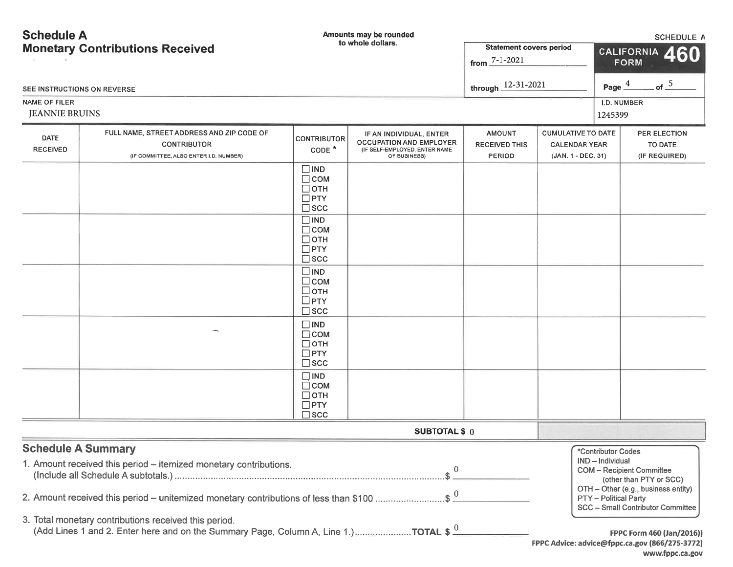# Schedule A
## Monetary Contributions Received

Amounts may be rounded to whole dollars.

SCHEDULE A

**CALIFORNIA FORM 460**

Statement covers period from 7-1-2021 through 12-31-2021

Page 4 of 5

SEE INSTRUCTIONS ON REVERSE

NAME OF FILER: JEANNIE BRUINS

I.D. NUMBER: 1245399

| DATE RECEIVED | FULL NAME, STREET ADDRESS AND ZIP CODE OF CONTRIBUTOR (IF COMMITTEE, ALSO ENTER I.D. NUMBER) | CONTRIBUTOR CODE * | IF AN INDIVIDUAL, ENTER OCCUPATION AND EMPLOYER (IF SELF-EMPLOYED, ENTER NAME OF BUSINESS) | AMOUNT RECEIVED THIS PERIOD | CUMULATIVE TO DATE CALENDAR YEAR (JAN. 1 - DEC. 31) | PER ELECTION TO DATE (IF REQUIRED) |
|---|---|---|---|---|---|---|
| | | ☐ IND ☐ COM ☐ OTH ☐ PTY ☐ SCC | | | | |
| | | ☐ IND ☐ COM ☐ OTH ☐ PTY ☐ SCC | | | | |
| | | ☐ IND ☐ COM ☐ OTH ☐ PTY ☐ SCC | | | | |
| | | ☐ IND ☐ COM ☐ OTH ☐ PTY ☐ SCC | | | | |
| | | ☐ IND ☐ COM ☐ OTH ☐ PTY ☐ SCC | | | | |
| | | | **SUBTOTAL $** | 0 | | |

## Schedule A Summary

1. Amount received this period – itemized monetary contributions. (Include all Schedule A subtotals.) .......... $ 0
2. Amount received this period – unitemized monetary contributions of less than $100 .......... $ 0
3. Total monetary contributions received this period. (Add Lines 1 and 2. Enter here and on the Summary Page, Column A, Line 1.) .......... **TOTAL $** 0

*Contributor Codes
- IND – Individual
- COM – Recipient Committee (other than PTY or SCC)
- OTH – Other (e.g., business entity)
- PTY – Political Party
- SCC – Small Contributor Committee

FPPC Form 460 (Jan/2016))
FPPC Advice: advice@fppc.ca.gov (866/275-3772)
www.fppc.ca.gov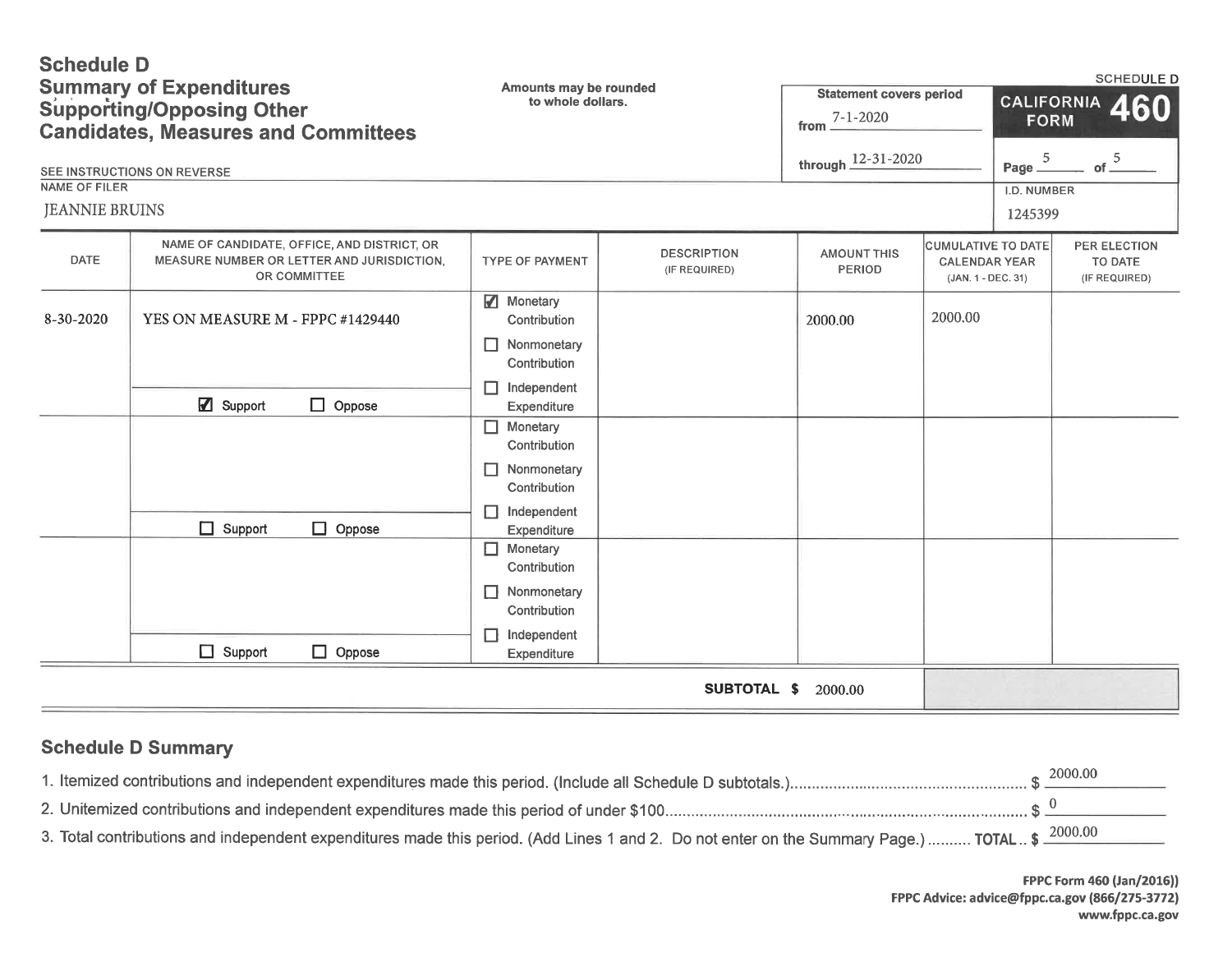# Schedule D
## Summary of Expenditures Supporting/Opposing Other Candidates, Measures and Committees

Amounts may be rounded to whole dollars.

SEE INSTRUCTIONS ON REVERSE

| | |
|---|---|
| Statement covers period from | 7-1-2020 |
| through | 12-31-2020 |

SCHEDULE D
CALIFORNIA FORM 460

NAME OF FILER: JEANNIE BRUINS

I.D. NUMBER: 1245399

| DATE | NAME OF CANDIDATE, OFFICE, AND DISTRICT, OR MEASURE NUMBER OR LETTER AND JURISDICTION, OR COMMITTEE | TYPE OF PAYMENT | DESCRIPTION (IF REQUIRED) | AMOUNT THIS PERIOD | CUMULATIVE TO DATE CALENDAR YEAR (JAN. 1 - DEC. 31) | PER ELECTION TO DATE (IF REQUIRED) |
|---|---|---|---|---|---|---|
| 8-30-2020 | YES ON MEASURE M - FPPC #1429440<br>☑ Support ☐ Oppose | ☑ Monetary Contribution<br>☐ Nonmonetary Contribution<br>☐ Independent Expenditure | | 2000.00 | 2000.00 | |
| | ☐ Support ☐ Oppose | ☐ Monetary Contribution<br>☐ Nonmonetary Contribution<br>☐ Independent Expenditure | | | | |
| | ☐ Support ☐ Oppose | ☐ Monetary Contribution<br>☐ Nonmonetary Contribution<br>☐ Independent Expenditure | | | | |
| | | | SUBTOTAL $ | 2000.00 | | |

## Schedule D Summary

1. Itemized contributions and independent expenditures made this period. (Include all Schedule D subtotals.) $ 2000.00
2. Unitemized contributions and independent expenditures made this period of under $100 $ 0
3. Total contributions and independent expenditures made this period. (Add Lines 1 and 2. Do not enter on the Summary Page.) TOTAL $ 2000.00

FPPC Form 460 (Jan/2016))
FPPC Advice: advice@fppc.ca.gov (866/275-3772)
www.fppc.ca.gov